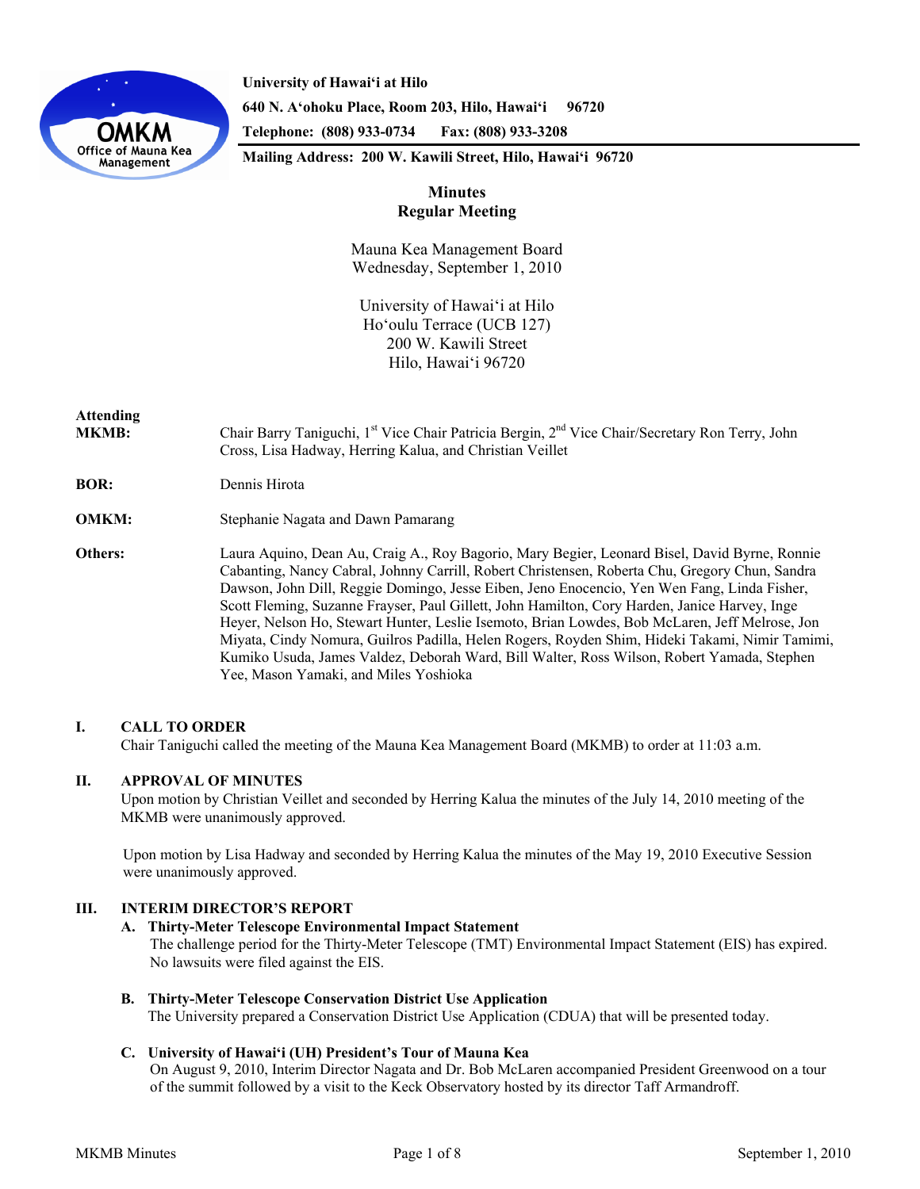University of Hawaiʻi at Hilo
640 N. Aʻohoku Place, Room 203, Hilo, Hawaiʻi 96720
Telephone: (808) 933-0734 Fax: (808) 933-3208
Mailing Address: 200 W. Kawili Street, Hilo, Hawaiʻi 96720

# Minutes
## Regular Meeting

Mauna Kea Management Board
Wednesday, September 1, 2010

University of Hawaiʻi at Hilo
Hoʻoulu Terrace (UCB 127)
200 W. Kawili Street
Hilo, Hawaiʻi 96720

**Attending**

**MKMB:** Chair Barry Taniguchi, 1st Vice Chair Patricia Bergin, 2nd Vice Chair/Secretary Ron Terry, John Cross, Lisa Hadway, Herring Kalua, and Christian Veillet

**BOR:** Dennis Hirota

**OMKM:** Stephanie Nagata and Dawn Pamarang

**Others:** Laura Aquino, Dean Au, Craig A., Roy Bagorio, Mary Begier, Leonard Bisel, David Byrne, Ronnie Cabanting, Nancy Cabral, Johnny Carrill, Robert Christensen, Roberta Chu, Gregory Chun, Sandra Dawson, John Dill, Reggie Domingo, Jesse Eiben, Jeno Enocencio, Yen Wen Fang, Linda Fisher, Scott Fleming, Suzanne Frayser, Paul Gillett, John Hamilton, Cory Harden, Janice Harvey, Inge Heyer, Nelson Ho, Stewart Hunter, Leslie Isemoto, Brian Lowdes, Bob McLaren, Jeff Melrose, Jon Miyata, Cindy Nomura, Guilros Padilla, Helen Rogers, Royden Shim, Hideki Takami, Nimir Tamimi, Kumiko Usuda, James Valdez, Deborah Ward, Bill Walter, Ross Wilson, Robert Yamada, Stephen Yee, Mason Yamaki, and Miles Yoshioka

### I. CALL TO ORDER

Chair Taniguchi called the meeting of the Mauna Kea Management Board (MKMB) to order at 11:03 a.m.

### II. APPROVAL OF MINUTES

Upon motion by Christian Veillet and seconded by Herring Kalua the minutes of the July 14, 2010 meeting of the MKMB were unanimously approved.

Upon motion by Lisa Hadway and seconded by Herring Kalua the minutes of the May 19, 2010 Executive Session were unanimously approved.

### III. INTERIM DIRECTOR'S REPORT

**A. Thirty-Meter Telescope Environmental Impact Statement**

The challenge period for the Thirty-Meter Telescope (TMT) Environmental Impact Statement (EIS) has expired. No lawsuits were filed against the EIS.

**B. Thirty-Meter Telescope Conservation District Use Application**

The University prepared a Conservation District Use Application (CDUA) that will be presented today.

**C. University of Hawaiʻi (UH) President's Tour of Mauna Kea**

On August 9, 2010, Interim Director Nagata and Dr. Bob McLaren accompanied President Greenwood on a tour of the summit followed by a visit to the Keck Observatory hosted by its director Taff Armandroff.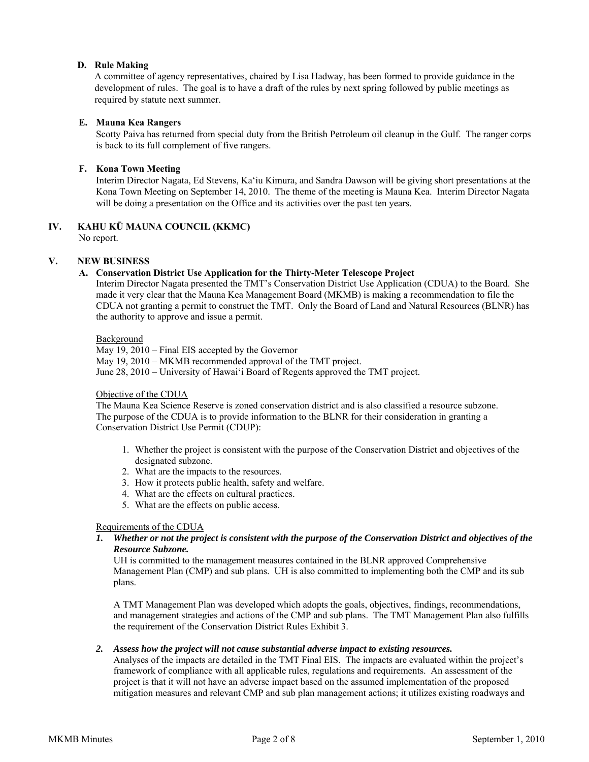### D. Rule Making

A committee of agency representatives, chaired by Lisa Hadway, has been formed to provide guidance in the development of rules. The goal is to have a draft of the rules by next spring followed by public meetings as required by statute next summer.

### E. Mauna Kea Rangers

Scotty Paiva has returned from special duty from the British Petroleum oil cleanup in the Gulf. The ranger corps is back to its full complement of five rangers.

### F. Kona Town Meeting

Interim Director Nagata, Ed Stevens, Ka'iu Kimura, and Sandra Dawson will be giving short presentations at the Kona Town Meeting on September 14, 2010. The theme of the meeting is Mauna Kea. Interim Director Nagata will be doing a presentation on the Office and its activities over the past ten years.

## IV. KAHU KŪ MAUNA COUNCIL (KKMC)

No report.

## V. NEW BUSINESS

### A. Conservation District Use Application for the Thirty-Meter Telescope Project

Interim Director Nagata presented the TMT's Conservation District Use Application (CDUA) to the Board. She made it very clear that the Mauna Kea Management Board (MKMB) is making a recommendation to file the CDUA not granting a permit to construct the TMT. Only the Board of Land and Natural Resources (BLNR) has the authority to approve and issue a permit.

Background

May 19, 2010 – Final EIS accepted by the Governor
May 19, 2010 – MKMB recommended approval of the TMT project.
June 28, 2010 – University of Hawai'i Board of Regents approved the TMT project.

Objective of the CDUA

The Mauna Kea Science Reserve is zoned conservation district and is also classified a resource subzone. The purpose of the CDUA is to provide information to the BLNR for their consideration in granting a Conservation District Use Permit (CDUP):

1. Whether the project is consistent with the purpose of the Conservation District and objectives of the designated subzone.
2. What are the impacts to the resources.
3. How it protects public health, safety and welfare.
4. What are the effects on cultural practices.
5. What are the effects on public access.

Requirements of the CDUA

***1. Whether or not the project is consistent with the purpose of the Conservation District and objectives of the Resource Subzone.***

UH is committed to the management measures contained in the BLNR approved Comprehensive Management Plan (CMP) and sub plans. UH is also committed to implementing both the CMP and its sub plans.

A TMT Management Plan was developed which adopts the goals, objectives, findings, recommendations, and management strategies and actions of the CMP and sub plans. The TMT Management Plan also fulfills the requirement of the Conservation District Rules Exhibit 3.

***2. Assess how the project will not cause substantial adverse impact to existing resources.***

Analyses of the impacts are detailed in the TMT Final EIS. The impacts are evaluated within the project's framework of compliance with all applicable rules, regulations and requirements. An assessment of the project is that it will not have an adverse impact based on the assumed implementation of the proposed mitigation measures and relevant CMP and sub plan management actions; it utilizes existing roadways and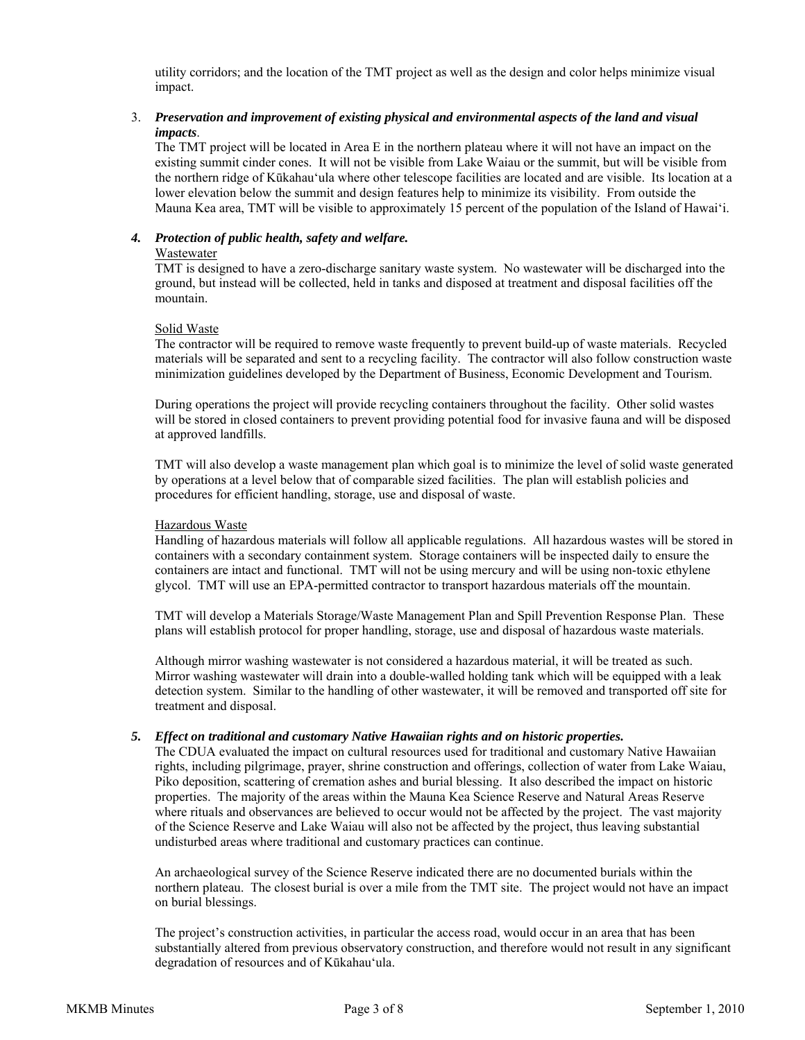utility corridors; and the location of the TMT project as well as the design and color helps minimize visual impact.

3. ***Preservation and improvement of existing physical and environmental aspects of the land and visual impacts***.
   The TMT project will be located in Area E in the northern plateau where it will not have an impact on the existing summit cinder cones. It will not be visible from Lake Waiau or the summit, but will be visible from the northern ridge of Kūkahauʻula where other telescope facilities are located and are visible. Its location at a lower elevation below the summit and design features help to minimize its visibility. From outside the Mauna Kea area, TMT will be visible to approximately 15 percent of the population of the Island of Hawaiʻi.

4. ***Protection of public health, safety and welfare.***

   Wastewater
   TMT is designed to have a zero-discharge sanitary waste system. No wastewater will be discharged into the ground, but instead will be collected, held in tanks and disposed at treatment and disposal facilities off the mountain.

   Solid Waste
   The contractor will be required to remove waste frequently to prevent build-up of waste materials. Recycled materials will be separated and sent to a recycling facility. The contractor will also follow construction waste minimization guidelines developed by the Department of Business, Economic Development and Tourism.

   During operations the project will provide recycling containers throughout the facility. Other solid wastes will be stored in closed containers to prevent providing potential food for invasive fauna and will be disposed at approved landfills.

   TMT will also develop a waste management plan which goal is to minimize the level of solid waste generated by operations at a level below that of comparable sized facilities. The plan will establish policies and procedures for efficient handling, storage, use and disposal of waste.

   Hazardous Waste
   Handling of hazardous materials will follow all applicable regulations. All hazardous wastes will be stored in containers with a secondary containment system. Storage containers will be inspected daily to ensure the containers are intact and functional. TMT will not be using mercury and will be using non-toxic ethylene glycol. TMT will use an EPA-permitted contractor to transport hazardous materials off the mountain.

   TMT will develop a Materials Storage/Waste Management Plan and Spill Prevention Response Plan. These plans will establish protocol for proper handling, storage, use and disposal of hazardous waste materials.

   Although mirror washing wastewater is not considered a hazardous material, it will be treated as such. Mirror washing wastewater will drain into a double-walled holding tank which will be equipped with a leak detection system. Similar to the handling of other wastewater, it will be removed and transported off site for treatment and disposal.

5. ***Effect on traditional and customary Native Hawaiian rights and on historic properties.***
   The CDUA evaluated the impact on cultural resources used for traditional and customary Native Hawaiian rights, including pilgrimage, prayer, shrine construction and offerings, collection of water from Lake Waiau, Piko deposition, scattering of cremation ashes and burial blessing. It also described the impact on historic properties. The majority of the areas within the Mauna Kea Science Reserve and Natural Areas Reserve where rituals and observances are believed to occur would not be affected by the project. The vast majority of the Science Reserve and Lake Waiau will also not be affected by the project, thus leaving substantial undisturbed areas where traditional and customary practices can continue.

   An archaeological survey of the Science Reserve indicated there are no documented burials within the northern plateau. The closest burial is over a mile from the TMT site. The project would not have an impact on burial blessings.

   The project's construction activities, in particular the access road, would occur in an area that has been substantially altered from previous observatory construction, and therefore would not result in any significant degradation of resources and of Kūkahauʻula.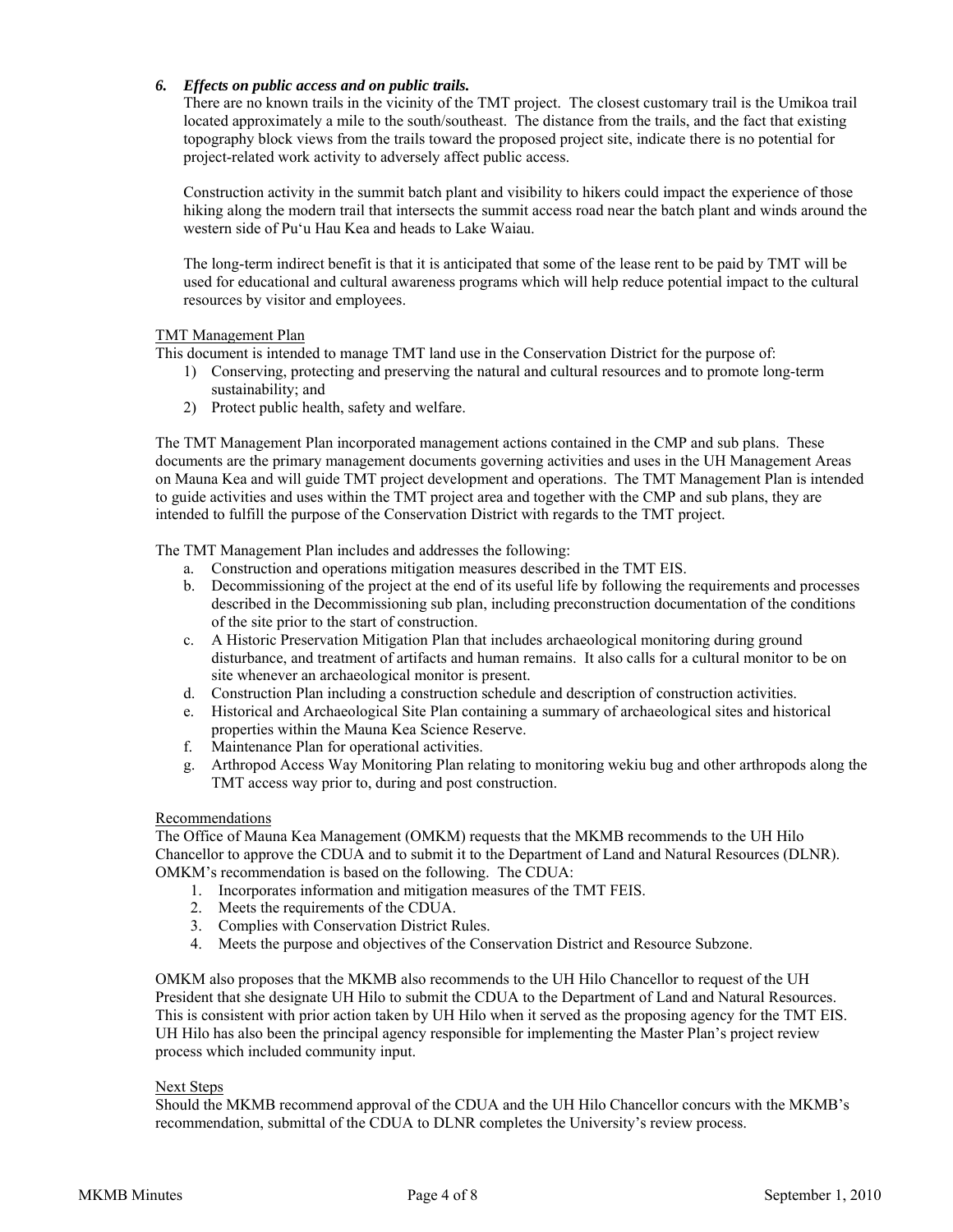6. ***Effects on public access and on public trails.***

There are no known trails in the vicinity of the TMT project. The closest customary trail is the Umikoa trail located approximately a mile to the south/southeast. The distance from the trails, and the fact that existing topography block views from the trails toward the proposed project site, indicate there is no potential for project-related work activity to adversely affect public access.

Construction activity in the summit batch plant and visibility to hikers could impact the experience of those hiking along the modern trail that intersects the summit access road near the batch plant and winds around the western side of Pu'u Hau Kea and heads to Lake Waiau.

The long-term indirect benefit is that it is anticipated that some of the lease rent to be paid by TMT will be used for educational and cultural awareness programs which will help reduce potential impact to the cultural resources by visitor and employees.

<u>TMT Management Plan</u>

This document is intended to manage TMT land use in the Conservation District for the purpose of:

1) Conserving, protecting and preserving the natural and cultural resources and to promote long-term sustainability; and
2) Protect public health, safety and welfare.

The TMT Management Plan incorporated management actions contained in the CMP and sub plans. These documents are the primary management documents governing activities and uses in the UH Management Areas on Mauna Kea and will guide TMT project development and operations. The TMT Management Plan is intended to guide activities and uses within the TMT project area and together with the CMP and sub plans, they are intended to fulfill the purpose of the Conservation District with regards to the TMT project.

The TMT Management Plan includes and addresses the following:

a. Construction and operations mitigation measures described in the TMT EIS.
b. Decommissioning of the project at the end of its useful life by following the requirements and processes described in the Decommissioning sub plan, including preconstruction documentation of the conditions of the site prior to the start of construction.
c. A Historic Preservation Mitigation Plan that includes archaeological monitoring during ground disturbance, and treatment of artifacts and human remains. It also calls for a cultural monitor to be on site whenever an archaeological monitor is present.
d. Construction Plan including a construction schedule and description of construction activities.
e. Historical and Archaeological Site Plan containing a summary of archaeological sites and historical properties within the Mauna Kea Science Reserve.
f. Maintenance Plan for operational activities.
g. Arthropod Access Way Monitoring Plan relating to monitoring wekiu bug and other arthropods along the TMT access way prior to, during and post construction.

<u>Recommendations</u>

The Office of Mauna Kea Management (OMKM) requests that the MKMB recommends to the UH Hilo Chancellor to approve the CDUA and to submit it to the Department of Land and Natural Resources (DLNR). OMKM's recommendation is based on the following. The CDUA:

1. Incorporates information and mitigation measures of the TMT FEIS.
2. Meets the requirements of the CDUA.
3. Complies with Conservation District Rules.
4. Meets the purpose and objectives of the Conservation District and Resource Subzone.

OMKM also proposes that the MKMB also recommends to the UH Hilo Chancellor to request of the UH President that she designate UH Hilo to submit the CDUA to the Department of Land and Natural Resources. This is consistent with prior action taken by UH Hilo when it served as the proposing agency for the TMT EIS. UH Hilo has also been the principal agency responsible for implementing the Master Plan's project review process which included community input.

<u>Next Steps</u>

Should the MKMB recommend approval of the CDUA and the UH Hilo Chancellor concurs with the MKMB's recommendation, submittal of the CDUA to DLNR completes the University's review process.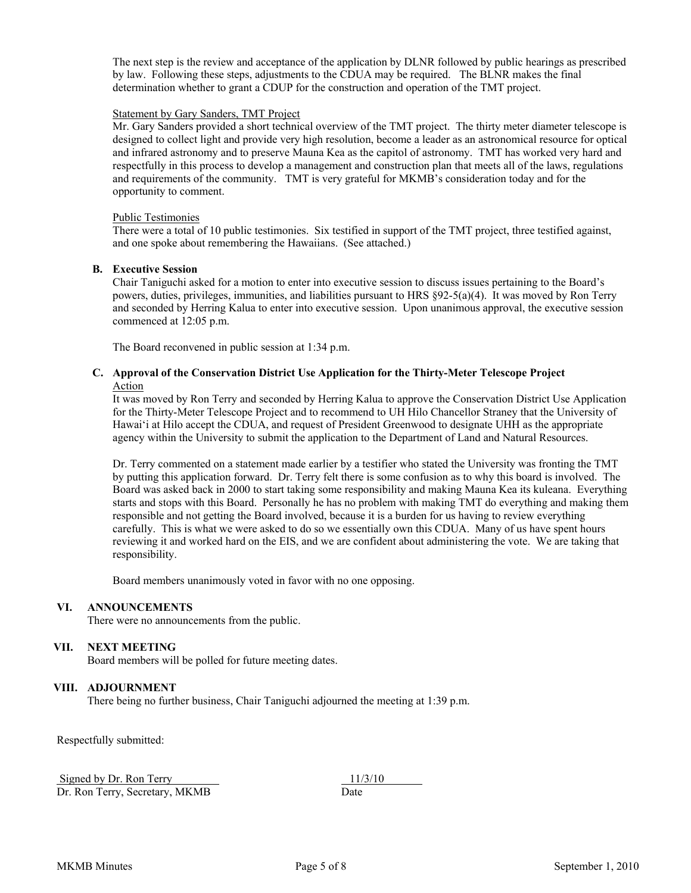The next step is the review and acceptance of the application by DLNR followed by public hearings as prescribed by law. Following these steps, adjustments to the CDUA may be required. The BLNR makes the final determination whether to grant a CDUP for the construction and operation of the TMT project.

Statement by Gary Sanders, TMT Project

Mr. Gary Sanders provided a short technical overview of the TMT project. The thirty meter diameter telescope is designed to collect light and provide very high resolution, become a leader as an astronomical resource for optical and infrared astronomy and to preserve Mauna Kea as the capitol of astronomy. TMT has worked very hard and respectfully in this process to develop a management and construction plan that meets all of the laws, regulations and requirements of the community. TMT is very grateful for MKMB's consideration today and for the opportunity to comment.

Public Testimonies

There were a total of 10 public testimonies. Six testified in support of the TMT project, three testified against, and one spoke about remembering the Hawaiians. (See attached.)

**B. Executive Session**

Chair Taniguchi asked for a motion to enter into executive session to discuss issues pertaining to the Board's powers, duties, privileges, immunities, and liabilities pursuant to HRS §92-5(a)(4). It was moved by Ron Terry and seconded by Herring Kalua to enter into executive session. Upon unanimous approval, the executive session commenced at 12:05 p.m.

The Board reconvened in public session at 1:34 p.m.

**C. Approval of the Conservation District Use Application for the Thirty-Meter Telescope Project**

Action

It was moved by Ron Terry and seconded by Herring Kalua to approve the Conservation District Use Application for the Thirty-Meter Telescope Project and to recommend to UH Hilo Chancellor Straney that the University of Hawaiʻi at Hilo accept the CDUA, and request of President Greenwood to designate UHH as the appropriate agency within the University to submit the application to the Department of Land and Natural Resources.

Dr. Terry commented on a statement made earlier by a testifier who stated the University was fronting the TMT by putting this application forward. Dr. Terry felt there is some confusion as to why this board is involved. The Board was asked back in 2000 to start taking some responsibility and making Mauna Kea its kuleana. Everything starts and stops with this Board. Personally he has no problem with making TMT do everything and making them responsible and not getting the Board involved, because it is a burden for us having to review everything carefully. This is what we were asked to do so we essentially own this CDUA. Many of us have spent hours reviewing it and worked hard on the EIS, and we are confident about administering the vote. We are taking that responsibility.

Board members unanimously voted in favor with no one opposing.

## VI. ANNOUNCEMENTS

There were no announcements from the public.

## VII. NEXT MEETING

Board members will be polled for future meeting dates.

## VIII. ADJOURNMENT

There being no further business, Chair Taniguchi adjourned the meeting at 1:39 p.m.

Respectfully submitted:

Signed by Dr. Ron Terry — 11/3/10

Dr. Ron Terry, Secretary, MKMB — Date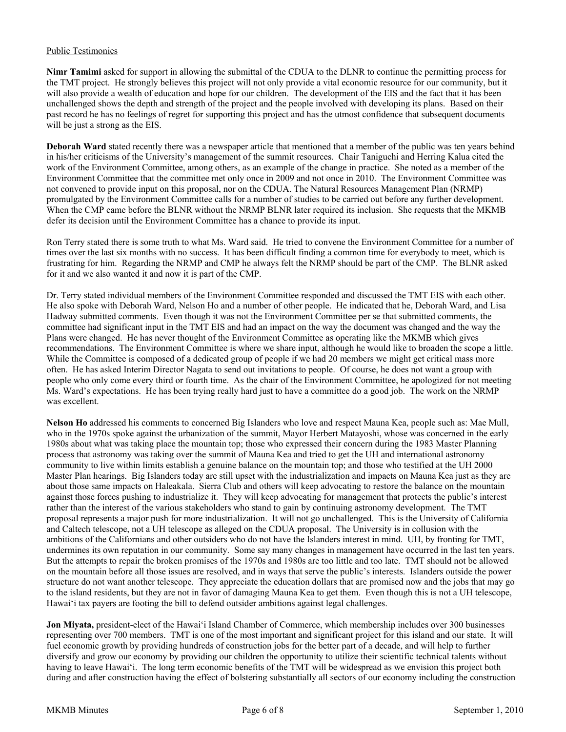Public Testimonies

**Nimr Tamimi** asked for support in allowing the submittal of the CDUA to the DLNR to continue the permitting process for the TMT project. He strongly believes this project will not only provide a vital economic resource for our community, but it will also provide a wealth of education and hope for our children. The development of the EIS and the fact that it has been unchallenged shows the depth and strength of the project and the people involved with developing its plans. Based on their past record he has no feelings of regret for supporting this project and has the utmost confidence that subsequent documents will be just a strong as the EIS.

**Deborah Ward** stated recently there was a newspaper article that mentioned that a member of the public was ten years behind in his/her criticisms of the University's management of the summit resources. Chair Taniguchi and Herring Kalua cited the work of the Environment Committee, among others, as an example of the change in practice. She noted as a member of the Environment Committee that the committee met only once in 2009 and not once in 2010. The Environment Committee was not convened to provide input on this proposal, nor on the CDUA. The Natural Resources Management Plan (NRMP) promulgated by the Environment Committee calls for a number of studies to be carried out before any further development. When the CMP came before the BLNR without the NRMP BLNR later required its inclusion. She requests that the MKMB defer its decision until the Environment Committee has a chance to provide its input.

Ron Terry stated there is some truth to what Ms. Ward said. He tried to convene the Environment Committee for a number of times over the last six months with no success. It has been difficult finding a common time for everybody to meet, which is frustrating for him. Regarding the NRMP and CMP he always felt the NRMP should be part of the CMP. The BLNR asked for it and we also wanted it and now it is part of the CMP.

Dr. Terry stated individual members of the Environment Committee responded and discussed the TMT EIS with each other. He also spoke with Deborah Ward, Nelson Ho and a number of other people. He indicated that he, Deborah Ward, and Lisa Hadway submitted comments. Even though it was not the Environment Committee per se that submitted comments, the committee had significant input in the TMT EIS and had an impact on the way the document was changed and the way the Plans were changed. He has never thought of the Environment Committee as operating like the MKMB which gives recommendations. The Environment Committee is where we share input, although he would like to broaden the scope a little. While the Committee is composed of a dedicated group of people if we had 20 members we might get critical mass more often. He has asked Interim Director Nagata to send out invitations to people. Of course, he does not want a group with people who only come every third or fourth time. As the chair of the Environment Committee, he apologized for not meeting Ms. Ward's expectations. He has been trying really hard just to have a committee do a good job. The work on the NRMP was excellent.

**Nelson Ho** addressed his comments to concerned Big Islanders who love and respect Mauna Kea, people such as: Mae Mull, who in the 1970s spoke against the urbanization of the summit, Mayor Herbert Matayoshi, whose was concerned in the early 1980s about what was taking place the mountain top; those who expressed their concern during the 1983 Master Planning process that astronomy was taking over the summit of Mauna Kea and tried to get the UH and international astronomy community to live within limits establish a genuine balance on the mountain top; and those who testified at the UH 2000 Master Plan hearings. Big Islanders today are still upset with the industrialization and impacts on Mauna Kea just as they are about those same impacts on Haleakala. Sierra Club and others will keep advocating to restore the balance on the mountain against those forces pushing to industrialize it. They will keep advocating for management that protects the public's interest rather than the interest of the various stakeholders who stand to gain by continuing astronomy development. The TMT proposal represents a major push for more industrialization. It will not go unchallenged. This is the University of California and Caltech telescope, not a UH telescope as alleged on the CDUA proposal. The University is in collusion with the ambitions of the Californians and other outsiders who do not have the Islanders interest in mind. UH, by fronting for TMT, undermines its own reputation in our community. Some say many changes in management have occurred in the last ten years. But the attempts to repair the broken promises of the 1970s and 1980s are too little and too late. TMT should not be allowed on the mountain before all those issues are resolved, and in ways that serve the public's interests. Islanders outside the power structure do not want another telescope. They appreciate the education dollars that are promised now and the jobs that may go to the island residents, but they are not in favor of damaging Mauna Kea to get them. Even though this is not a UH telescope, Hawai'i tax payers are footing the bill to defend outsider ambitions against legal challenges.

**Jon Miyata,** president-elect of the Hawai'i Island Chamber of Commerce, which membership includes over 300 businesses representing over 700 members. TMT is one of the most important and significant project for this island and our state. It will fuel economic growth by providing hundreds of construction jobs for the better part of a decade, and will help to further diversify and grow our economy by providing our children the opportunity to utilize their scientific technical talents without having to leave Hawai'i. The long term economic benefits of the TMT will be widespread as we envision this project both during and after construction having the effect of bolstering substantially all sectors of our economy including the construction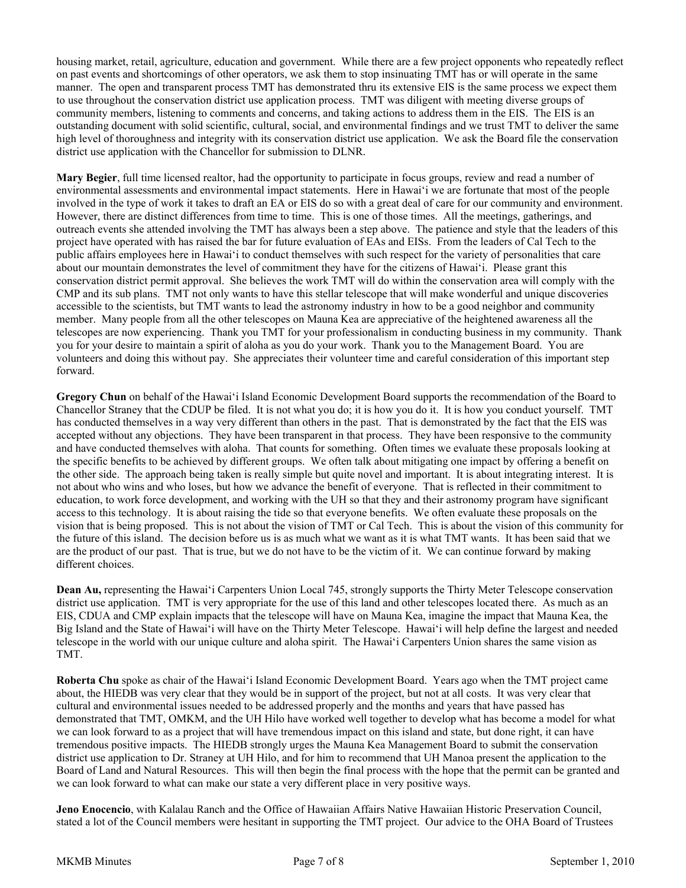housing market, retail, agriculture, education and government. While there are a few project opponents who repeatedly reflect on past events and shortcomings of other operators, we ask them to stop insinuating TMT has or will operate in the same manner. The open and transparent process TMT has demonstrated thru its extensive EIS is the same process we expect them to use throughout the conservation district use application process. TMT was diligent with meeting diverse groups of community members, listening to comments and concerns, and taking actions to address them in the EIS. The EIS is an outstanding document with solid scientific, cultural, social, and environmental findings and we trust TMT to deliver the same high level of thoroughness and integrity with its conservation district use application. We ask the Board file the conservation district use application with the Chancellor for submission to DLNR.

**Mary Begier**, full time licensed realtor, had the opportunity to participate in focus groups, review and read a number of environmental assessments and environmental impact statements. Here in Hawaiʻi we are fortunate that most of the people involved in the type of work it takes to draft an EA or EIS do so with a great deal of care for our community and environment. However, there are distinct differences from time to time. This is one of those times. All the meetings, gatherings, and outreach events she attended involving the TMT has always been a step above. The patience and style that the leaders of this project have operated with has raised the bar for future evaluation of EAs and EISs. From the leaders of Cal Tech to the public affairs employees here in Hawaiʻi to conduct themselves with such respect for the variety of personalities that care about our mountain demonstrates the level of commitment they have for the citizens of Hawaiʻi. Please grant this conservation district permit approval. She believes the work TMT will do within the conservation area will comply with the CMP and its sub plans. TMT not only wants to have this stellar telescope that will make wonderful and unique discoveries accessible to the scientists, but TMT wants to lead the astronomy industry in how to be a good neighbor and community member. Many people from all the other telescopes on Mauna Kea are appreciative of the heightened awareness all the telescopes are now experiencing. Thank you TMT for your professionalism in conducting business in my community. Thank you for your desire to maintain a spirit of aloha as you do your work. Thank you to the Management Board. You are volunteers and doing this without pay. She appreciates their volunteer time and careful consideration of this important step forward.

**Gregory Chun** on behalf of the Hawaiʻi Island Economic Development Board supports the recommendation of the Board to Chancellor Straney that the CDUP be filed. It is not what you do; it is how you do it. It is how you conduct yourself. TMT has conducted themselves in a way very different than others in the past. That is demonstrated by the fact that the EIS was accepted without any objections. They have been transparent in that process. They have been responsive to the community and have conducted themselves with aloha. That counts for something. Often times we evaluate these proposals looking at the specific benefits to be achieved by different groups. We often talk about mitigating one impact by offering a benefit on the other side. The approach being taken is really simple but quite novel and important. It is about integrating interest. It is not about who wins and who loses, but how we advance the benefit of everyone. That is reflected in their commitment to education, to work force development, and working with the UH so that they and their astronomy program have significant access to this technology. It is about raising the tide so that everyone benefits. We often evaluate these proposals on the vision that is being proposed. This is not about the vision of TMT or Cal Tech. This is about the vision of this community for the future of this island. The decision before us is as much what we want as it is what TMT wants. It has been said that we are the product of our past. That is true, but we do not have to be the victim of it. We can continue forward by making different choices.

**Dean Au,** representing the Hawaiʻi Carpenters Union Local 745, strongly supports the Thirty Meter Telescope conservation district use application. TMT is very appropriate for the use of this land and other telescopes located there. As much as an EIS, CDUA and CMP explain impacts that the telescope will have on Mauna Kea, imagine the impact that Mauna Kea, the Big Island and the State of Hawaiʻi will have on the Thirty Meter Telescope. Hawaiʻi will help define the largest and needed telescope in the world with our unique culture and aloha spirit. The Hawaiʻi Carpenters Union shares the same vision as TMT.

**Roberta Chu** spoke as chair of the Hawaiʻi Island Economic Development Board. Years ago when the TMT project came about, the HIEDB was very clear that they would be in support of the project, but not at all costs. It was very clear that cultural and environmental issues needed to be addressed properly and the months and years that have passed has demonstrated that TMT, OMKM, and the UH Hilo have worked well together to develop what has become a model for what we can look forward to as a project that will have tremendous impact on this island and state, but done right, it can have tremendous positive impacts. The HIEDB strongly urges the Mauna Kea Management Board to submit the conservation district use application to Dr. Straney at UH Hilo, and for him to recommend that UH Manoa present the application to the Board of Land and Natural Resources. This will then begin the final process with the hope that the permit can be granted and we can look forward to what can make our state a very different place in very positive ways.

**Jeno Enocencio**, with Kalalau Ranch and the Office of Hawaiian Affairs Native Hawaiian Historic Preservation Council, stated a lot of the Council members were hesitant in supporting the TMT project. Our advice to the OHA Board of Trustees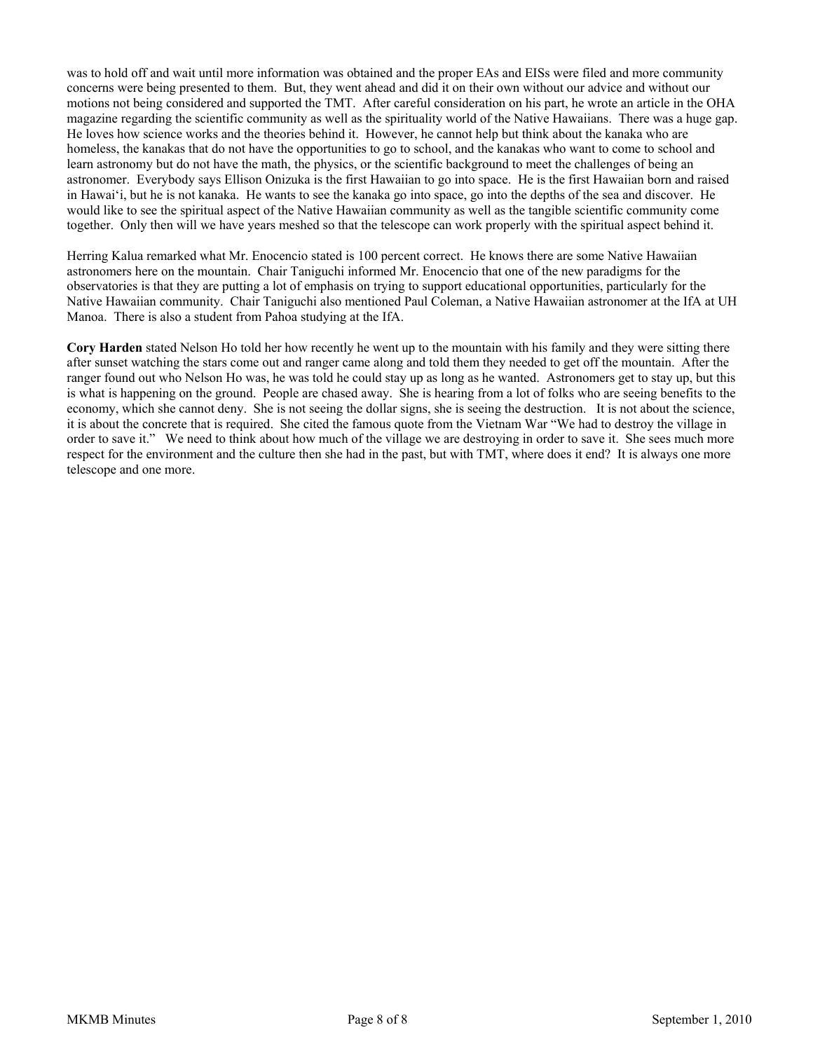was to hold off and wait until more information was obtained and the proper EAs and EISs were filed and more community concerns were being presented to them. But, they went ahead and did it on their own without our advice and without our motions not being considered and supported the TMT. After careful consideration on his part, he wrote an article in the OHA magazine regarding the scientific community as well as the spirituality world of the Native Hawaiians. There was a huge gap. He loves how science works and the theories behind it. However, he cannot help but think about the kanaka who are homeless, the kanakas that do not have the opportunities to go to school, and the kanakas who want to come to school and learn astronomy but do not have the math, the physics, or the scientific background to meet the challenges of being an astronomer. Everybody says Ellison Onizuka is the first Hawaiian to go into space. He is the first Hawaiian born and raised in Hawai'i, but he is not kanaka. He wants to see the kanaka go into space, go into the depths of the sea and discover. He would like to see the spiritual aspect of the Native Hawaiian community as well as the tangible scientific community come together. Only then will we have years meshed so that the telescope can work properly with the spiritual aspect behind it.

Herring Kalua remarked what Mr. Enocencio stated is 100 percent correct. He knows there are some Native Hawaiian astronomers here on the mountain. Chair Taniguchi informed Mr. Enocencio that one of the new paradigms for the observatories is that they are putting a lot of emphasis on trying to support educational opportunities, particularly for the Native Hawaiian community. Chair Taniguchi also mentioned Paul Coleman, a Native Hawaiian astronomer at the IfA at UH Manoa. There is also a student from Pahoa studying at the IfA.

**Cory Harden** stated Nelson Ho told her how recently he went up to the mountain with his family and they were sitting there after sunset watching the stars come out and ranger came along and told them they needed to get off the mountain. After the ranger found out who Nelson Ho was, he was told he could stay up as long as he wanted. Astronomers get to stay up, but this is what is happening on the ground. People are chased away. She is hearing from a lot of folks who are seeing benefits to the economy, which she cannot deny. She is not seeing the dollar signs, she is seeing the destruction. It is not about the science, it is about the concrete that is required. She cited the famous quote from the Vietnam War "We had to destroy the village in order to save it." We need to think about how much of the village we are destroying in order to save it. She sees much more respect for the environment and the culture then she had in the past, but with TMT, where does it end? It is always one more telescope and one more.